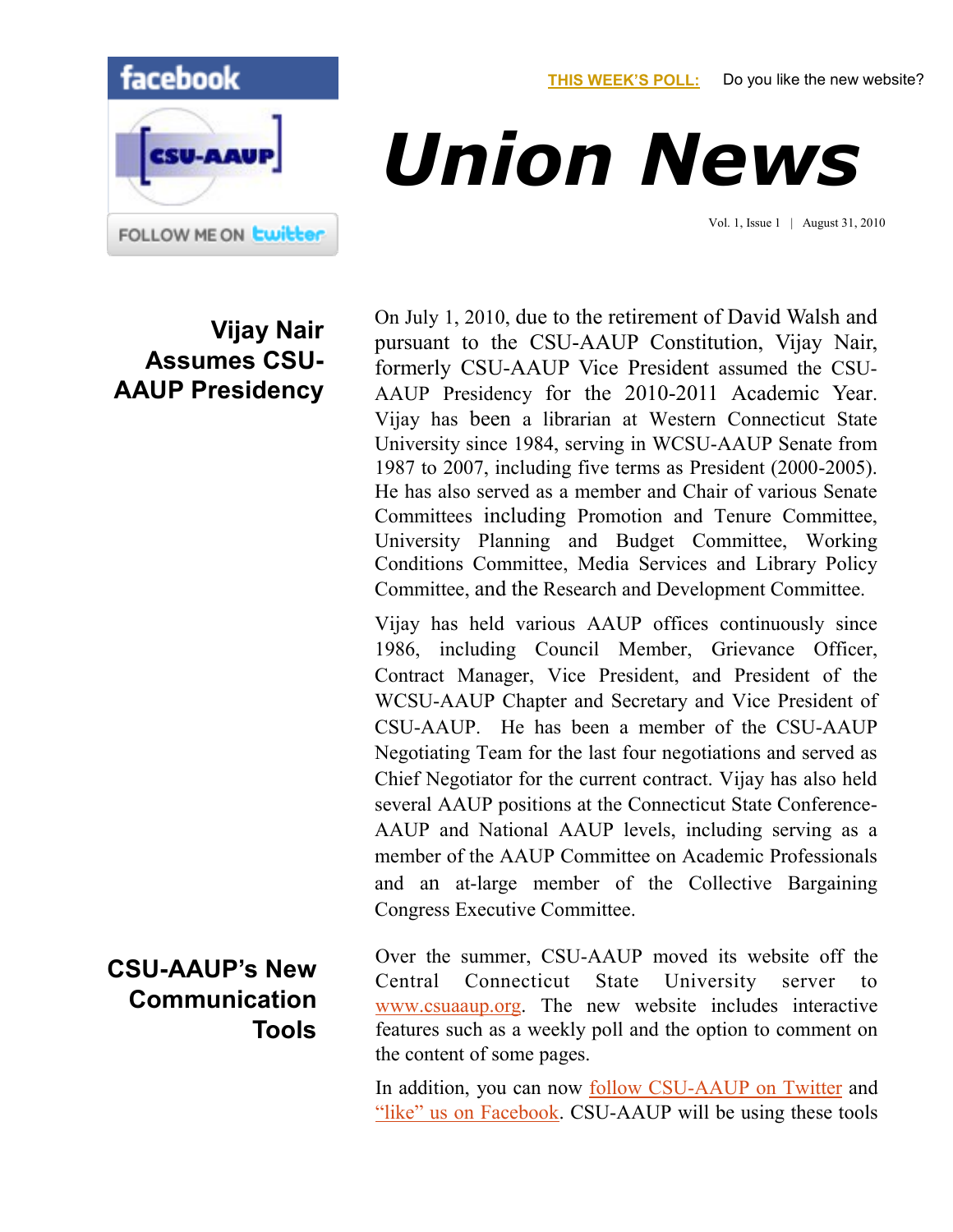**THIS WEEK'S POLL:** Do you like the new website?

# Union News

Vol. 1, Issue 1 | August 31, 2010

## Vijay Nair Assumes CSU-AAUP Presidency

On July 1, 2010, due to the retirement of David Walsh and pursuant to the CSU-AAUP Constitution, Vijay Nair, formerly CSU-AAUP Vice President assumed the CSU-AAUP Presidency for the 2010-2011 Academic Year. Vijay has been a librarian at Western Connecticut State University since 1984, serving in WCSU-AAUP Senate from 1987 to 2007, including five terms as President (2000-2005). He has also served as a member and Chair of various Senate Committees including Promotion and Tenure Committee, University Planning and Budget Committee, Working Conditions Committee, Media Services and Library Policy Committee, and the Research and Development Committee.

Vijay has held various AAUP offices continuously since 1986, including Council Member, Grievance Officer, Contract Manager, Vice President, and President of the WCSU-AAUP Chapter and Secretary and Vice President of CSU-AAUP. He has been a member of the CSU-AAUP Negotiating Team for the last four negotiations and served as Chief Negotiator for the current contract. Vijay has also held several AAUP positions at the Connecticut State Conference-AAUP and National AAUP levels, including serving as a member of the AAUP Committee on Academic Professionals and an at-large member of the Collective Bargaining Congress Executive Committee.

## CSU-AAUP's New Communication Tools

Over the summer, CSU-AAUP moved its website off the Central Connecticut State University server to www.csuaaup.org. The new website includes interactive features such as a weekly poll and the option to comment on the content of some pages.

In addition, you can now follow CSU-AAUP on Twitter and "like" us on Facebook. CSU-AAUP will be using these tools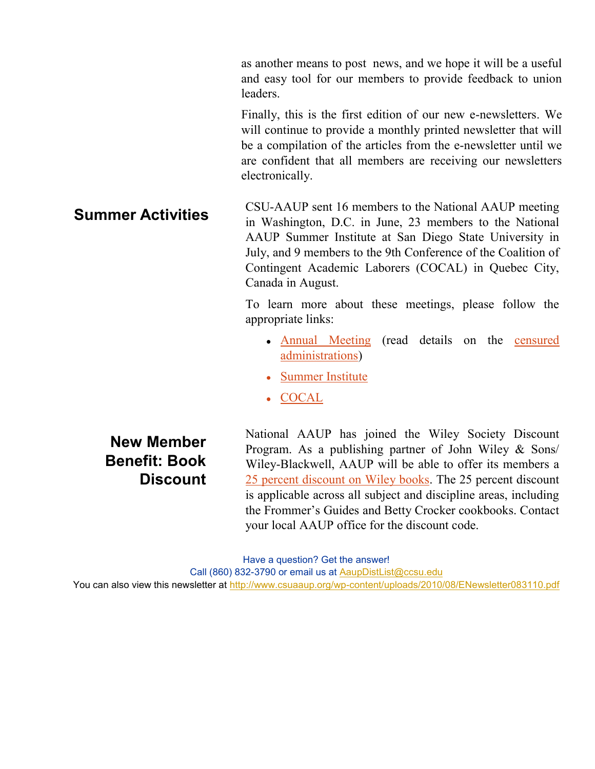as another means to post news, and we hope it will be a useful and easy tool for our members to provide feedback to union leaders.

Finally, this is the first edition of our new e-newsletters. We will continue to provide a monthly printed newsletter that will be a compilation of the articles from the e-newsletter until we are confident that all members are receiving our newsletters electronically.

## Summer Activities

CSU-AAUP sent 16 members to the National AAUP meeting in Washington, D.C. in June, 23 members to the National AAUP Summer Institute at San Diego State University in July, and 9 members to the 9th Conference of the Coalition of Contingent Academic Laborers (COCAL) in Quebec City, Canada in August.

To learn more about these meetings, please follow the appropriate links:

- Annual Meeting (read details on the censured administrations)
- Summer Institute
- COCAL

## New Member Benefit: Book Discount

National AAUP has joined the Wiley Society Discount Program. As a publishing partner of John Wiley & Sons/ Wiley-Blackwell, AAUP will be able to offer its members a 25 percent discount on Wiley books. The 25 percent discount is applicable across all subject and discipline areas, including the Frommer's Guides and Betty Crocker cookbooks. Contact your local AAUP office for the discount code.

Have a question? Get the answer!
Call (860) 832-3790 or email us at AaupDistList@ccsu.edu
You can also view this newsletter at http://www.csuaaup.org/wp-content/uploads/2010/08/ENewsletter083110.pdf